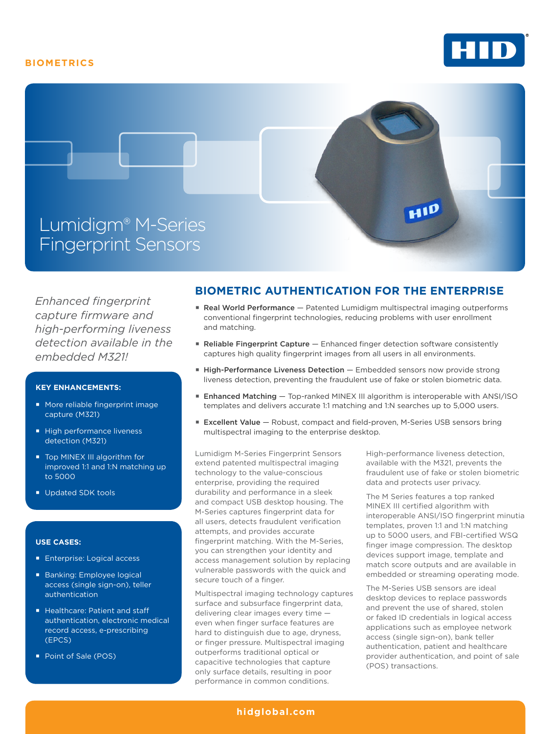BIOMETRICS

# Lumidigm® M-Series Fingerprint Sensors

*Enhanced fingerprint capture firmware and high-performing liveness detection available in the embedded M321!*

### KEY ENHANCEMENTS:

- More reliable fingerprint image capture (M321)
- High performance liveness detection (M321)
- Top MINEX III algorithm for improved 1:1 and 1:N matching up to 5000
- Updated SDK tools

### USE CASES:

- Enterprise: Logical access
- Banking: Employee logical access (single sign-on), teller authentication
- Healthcare: Patient and staff authentication, electronic medical record access, e-prescribing (EPCS)
- Point of Sale (POS)

## BIOMETRIC AUTHENTICATION FOR THE ENTERPRISE

- **Real World Performance** — Patented Lumidigm multispectral imaging outperforms conventional fingerprint technologies, reducing problems with user enrollment and matching.
- **Reliable Fingerprint Capture** — Enhanced finger detection software consistently captures high quality fingerprint images from all users in all environments.
- **High-Performance Liveness Detection** — Embedded sensors now provide strong liveness detection, preventing the fraudulent use of fake or stolen biometric data.
- **Enhanced Matching** — Top-ranked MINEX III algorithm is interoperable with ANSI/ISO templates and delivers accurate 1:1 matching and 1:N searches up to 5,000 users.
- **Excellent Value** — Robust, compact and field-proven, M-Series USB sensors bring multispectral imaging to the enterprise desktop.

Lumidigm M-Series Fingerprint Sensors extend patented multispectral imaging technology to the value-conscious enterprise, providing the required durability and performance in a sleek and compact USB desktop housing. The M-Series captures fingerprint data for all users, detects fraudulent verification attempts, and provides accurate fingerprint matching. With the M-Series, you can strengthen your identity and access management solution by replacing vulnerable passwords with the quick and secure touch of a finger.

Multispectral imaging technology captures surface and subsurface fingerprint data, delivering clear images every time — even when finger surface features are hard to distinguish due to age, dryness, or finger pressure. Multispectral imaging outperforms traditional optical or capacitive technologies that capture only surface details, resulting in poor performance in common conditions.

High-performance liveness detection, available with the M321, prevents the fraudulent use of fake or stolen biometric data and protects user privacy.

The M Series features a top ranked MINEX III certified algorithm with interoperable ANSI/ISO fingerprint minutia templates, proven 1:1 and 1:N matching up to 5000 users, and FBI-certified WSQ finger image compression. The desktop devices support image, template and match score outputs and are available in embedded or streaming operating mode.

The M-Series USB sensors are ideal desktop devices to replace passwords and prevent the use of shared, stolen or faked ID credentials in logical access applications such as employee network access (single sign-on), bank teller authentication, patient and healthcare provider authentication, and point of sale (POS) transactions.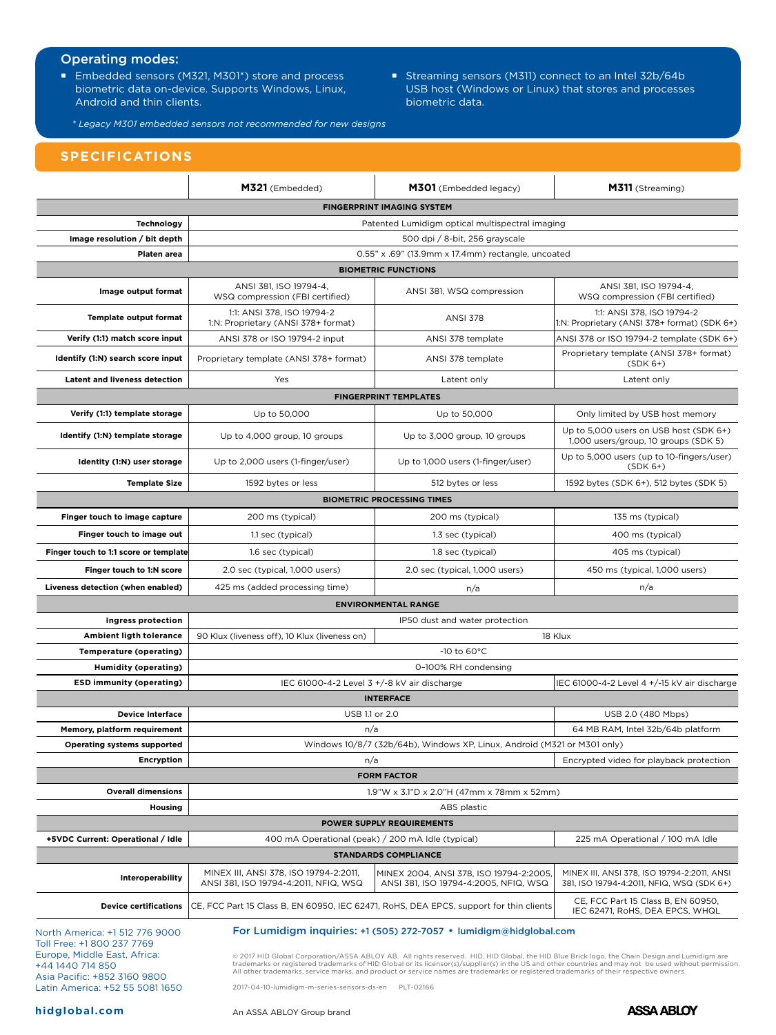## Operating modes:

- Embedded sensors (M321, M301*) store and process biometric data on-device. Supports Windows, Linux, Android and thin clients.
- Streaming sensors (M311) connect to an Intel 32b/64b USB host (Windows or Linux) that stores and processes biometric data.

*\* Legacy M301 embedded sensors not recommended for new designs*

## SPECIFICATIONS

| | **M321** (Embedded) | **M301** (Embedded legacy) | **M311** (Streaming) |
|---|---|---|---|
| **FINGERPRINT IMAGING SYSTEM** | | | |
| **Technology** | Patented Lumidigm optical multispectral imaging | | |
| **Image resolution / bit depth** | 500 dpi / 8-bit, 256 grayscale | | |
| **Platen area** | 0.55" x .69" (13.9mm x 17.4mm) rectangle, uncoated | | |
| **BIOMETRIC FUNCTIONS** | | | |
| **Image output format** | ANSI 381, ISO 19794-4, WSQ compression (FBI certified) | ANSI 381, WSQ compression | ANSI 381, ISO 19794-4, WSQ compression (FBI certified) |
| **Template output format** | 1:1: ANSI 378, ISO 19794-2 1:N: Proprietary (ANSI 378+ format) | ANSI 378 | 1:1: ANSI 378, ISO 19794-2 1:N: Proprietary (ANSI 378+ format) (SDK 6+) |
| **Verify (1:1) match score input** | ANSI 378 or ISO 19794-2 input | ANSI 378 template | ANSI 378 or ISO 19794-2 template (SDK 6+) |
| **Identify (1:N) search score input** | Proprietary template (ANSI 378+ format) | ANSI 378 template | Proprietary template (ANSI 378+ format) (SDK 6+) |
| **Latent and liveness detection** | Yes | Latent only | Latent only |
| **FINGERPRINT TEMPLATES** | | | |
| **Verify (1:1) template storage** | Up to 50,000 | Up to 50,000 | Only limited by USB host memory |
| **Identify (1:N) template storage** | Up to 4,000 group, 10 groups | Up to 3,000 group, 10 groups | Up to 5,000 users on USB host (SDK 6+) 1,000 users/group, 10 groups (SDK 5) |
| **Identity (1:N) user storage** | Up to 2,000 users (1-finger/user) | Up to 1,000 users (1-finger/user) | Up to 5,000 users (up to 10-fingers/user) (SDK 6+) |
| **Template Size** | 1592 bytes or less | 512 bytes or less | 1592 bytes (SDK 6+), 512 bytes (SDK 5) |
| **BIOMETRIC PROCESSING TIMES** | | | |
| **Finger touch to image capture** | 200 ms (typical) | 200 ms (typical) | 135 ms (typical) |
| **Finger touch to image out** | 1.1 sec (typical) | 1.3 sec (typical) | 400 ms (typical) |
| **Finger touch to 1:1 score or template** | 1.6 sec (typical) | 1.8 sec (typical) | 405 ms (typical) |
| **Finger touch to 1:N score** | 2.0 sec (typical, 1,000 users) | 2.0 sec (typical, 1,000 users) | 450 ms (typical, 1,000 users) |
| **Liveness detection (when enabled)** | 425 ms (added processing time) | n/a | n/a |
| **ENVIRONMENTAL RANGE** | | | |
| **Ingress protection** | IP50 dust and water protection | | |
| **Ambient ligth tolerance** | 90 Klux (liveness off), 10 Klux (liveness on) | 18 Klux | |
| **Temperature (operating)** | -10 to 60°C | | |
| **Humidity (operating)** | 0–100% RH condensing | | |
| **ESD immunity (operating)** | IEC 61000-4-2 Level 3 +/-8 kV air discharge | | IEC 61000-4-2 Level 4 +/-15 kV air discharge |
| **INTERFACE** | | | |
| **Device Interface** | USB 1.1 or 2.0 | | USB 2.0 (480 Mbps) |
| **Memory, platform requirement** | n/a | | 64 MB RAM, Intel 32b/64b platform |
| **Operating systems supported** | Windows 10/8/7 (32b/64b), Windows XP, Linux, Android (M321 or M301 only) | | |
| **Encryption** | n/a | | Encrypted video for playback protection |
| **FORM FACTOR** | | | |
| **Overall dimensions** | 1.9"W x 3.1"D x 2.0"H (47mm x 78mm x 52mm) | | |
| **Housing** | ABS plastic | | |
| **POWER SUPPLY REQUIREMENTS** | | | |
| **+5VDC Current: Operational / Idle** | 400 mA Operational (peak) / 200 mA Idle (typical) | | 225 mA Operational / 100 mA Idle |
| **STANDARDS COMPLIANCE** | | | |
| **Interoperability** | MINEX III, ANSI 378, ISO 19794-2:2011, ANSI 381, ISO 19794-4:2011, NFIQ, WSQ | MINEX 2004, ANSI 378, ISO 19794-2:2005, ANSI 381, ISO 19794-4:2005, NFIQ, WSQ | MINEX III, ANSI 378, ISO 19794-2:2011, ANSI 381, ISO 19794-4:2011, NFIQ, WSQ (SDK 6+) |
| **Device certifications** | CE, FCC Part 15 Class B, EN 60950, IEC 62471, RoHS, DEA EPCS, support for thin clients | | CE, FCC Part 15 Class B, EN 60950, IEC 62471, RoHS, DEA EPCS, WHQL |

North America: +1 512 776 9000
Toll Free: +1 800 237 7769
Europe, Middle East, Africa: +44 1440 714 850
Asia Pacific: +852 3160 9800
Latin America: +52 55 5081 1650

**For Lumidigm inquiries:** +1 (505) 272-7057 • lumidigm@hidglobal.com

© 2017 HID Global Corporation/ASSA ABLOY AB. All rights reserved. HID, HID Global, the HID Blue Brick logo, the Chain Design and Lumidigm are trademarks or registered trademarks of HID Global or its licensor(s)/supplier(s) in the US and other countries and may not be used without permission. All other trademarks, service marks, and product or service names are trademarks or registered trademarks of their respective owners.

2017-04-10-lumidigm-m-series-sensors-ds-en PLT-02166

**hidglobal.com**

An ASSA ABLOY Group brand

ASSA ABLOY